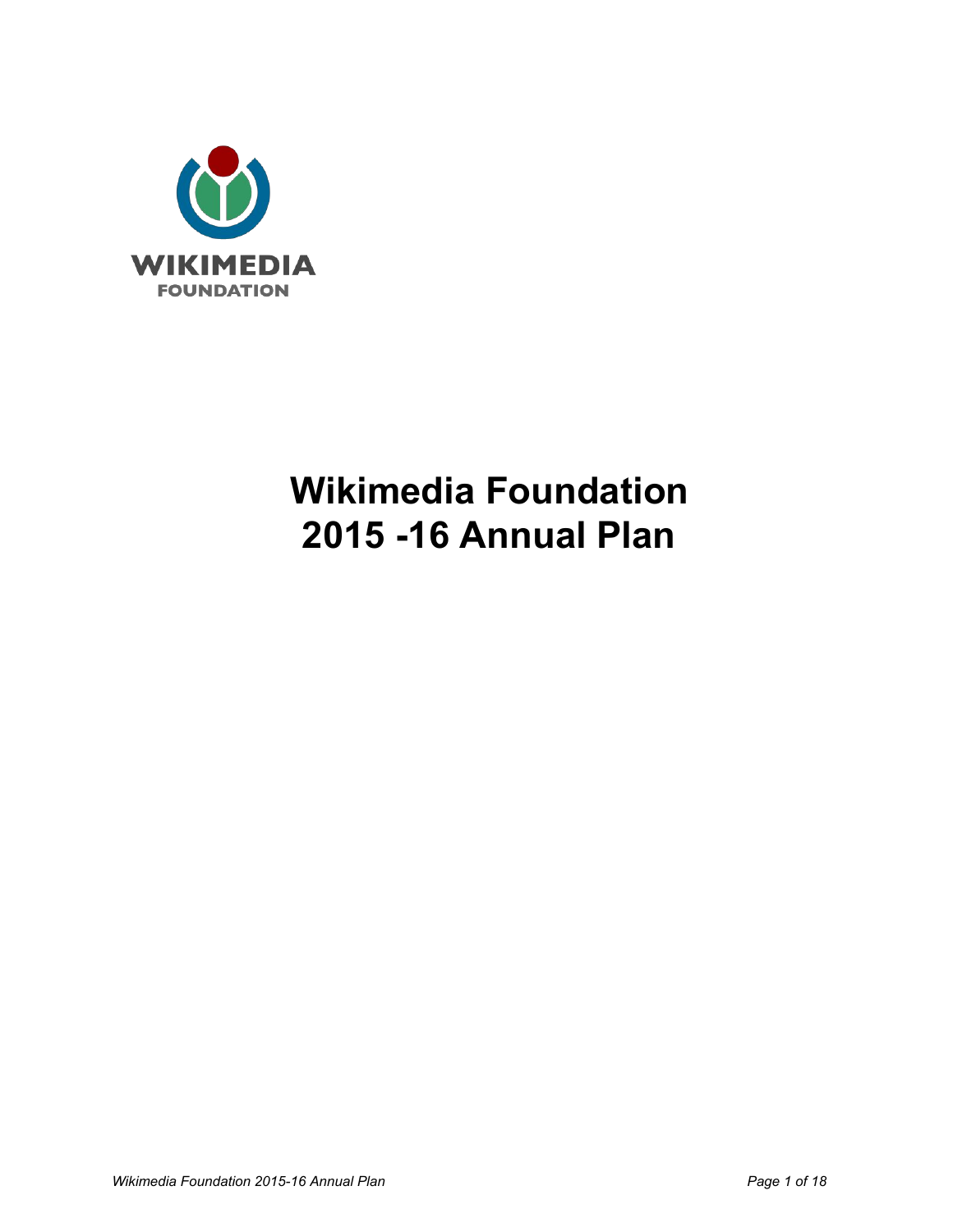WIKIMEDIA
FOUNDATION

# Wikimedia Foundation 2015 -16 Annual Plan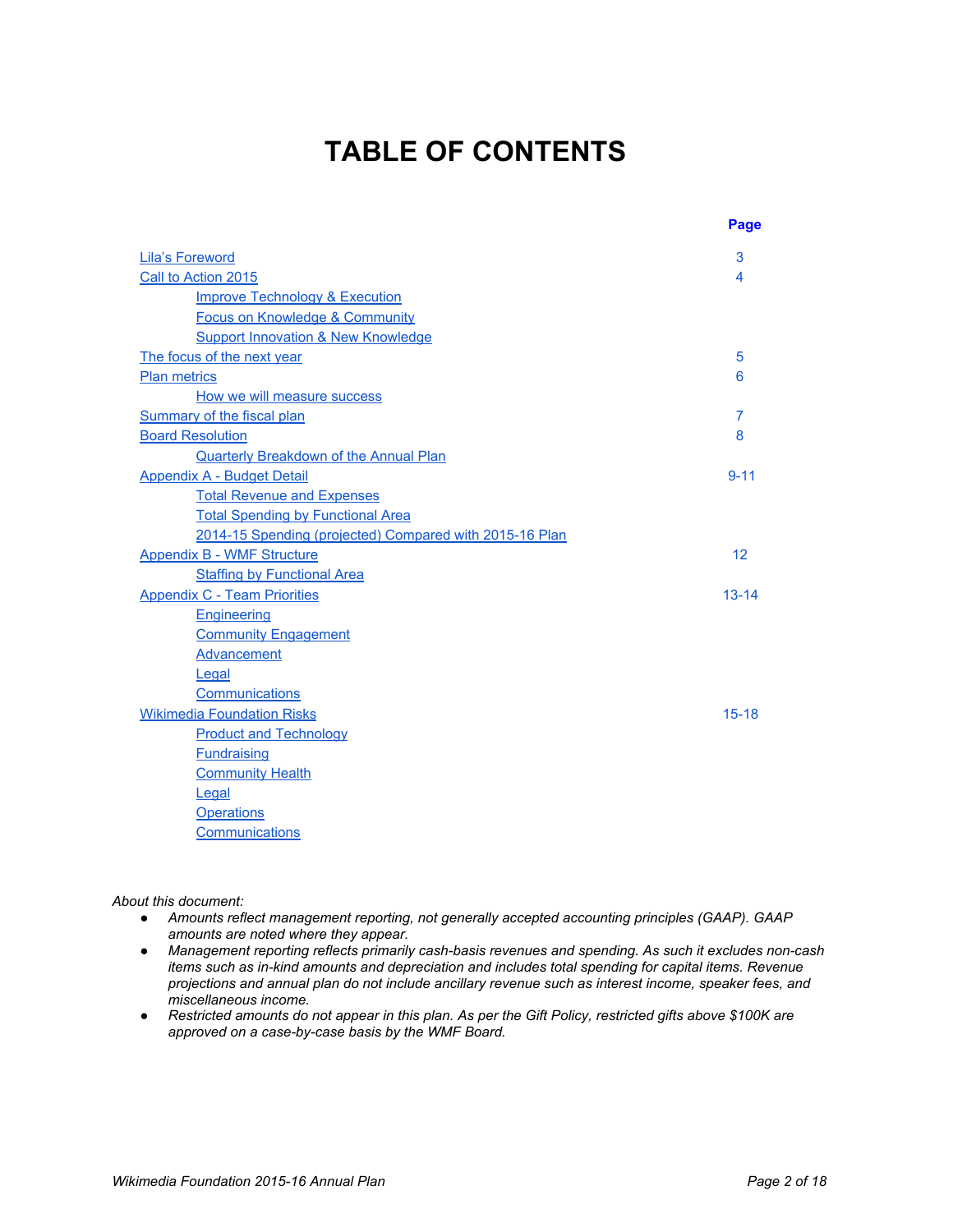# TABLE OF CONTENTS

| | Page |
|---|---|
| Lila's Foreword | 3 |
| Call to Action 2015 | 4 |
| &nbsp;&nbsp;&nbsp;&nbsp;Improve Technology & Execution | |
| &nbsp;&nbsp;&nbsp;&nbsp;Focus on Knowledge & Community | |
| &nbsp;&nbsp;&nbsp;&nbsp;Support Innovation & New Knowledge | |
| The focus of the next year | 5 |
| Plan metrics | 6 |
| &nbsp;&nbsp;&nbsp;&nbsp;How we will measure success | |
| Summary of the fiscal plan | 7 |
| Board Resolution | 8 |
| &nbsp;&nbsp;&nbsp;&nbsp;Quarterly Breakdown of the Annual Plan | |
| Appendix A - Budget Detail | 9-11 |
| &nbsp;&nbsp;&nbsp;&nbsp;Total Revenue and Expenses | |
| &nbsp;&nbsp;&nbsp;&nbsp;Total Spending by Functional Area | |
| &nbsp;&nbsp;&nbsp;&nbsp;2014-15 Spending (projected) Compared with 2015-16 Plan | |
| Appendix B - WMF Structure | 12 |
| &nbsp;&nbsp;&nbsp;&nbsp;Staffing by Functional Area | |
| Appendix C - Team Priorities | 13-14 |
| &nbsp;&nbsp;&nbsp;&nbsp;Engineering | |
| &nbsp;&nbsp;&nbsp;&nbsp;Community Engagement | |
| &nbsp;&nbsp;&nbsp;&nbsp;Advancement | |
| &nbsp;&nbsp;&nbsp;&nbsp;Legal | |
| &nbsp;&nbsp;&nbsp;&nbsp;Communications | |
| Wikimedia Foundation Risks | 15-18 |
| &nbsp;&nbsp;&nbsp;&nbsp;Product and Technology | |
| &nbsp;&nbsp;&nbsp;&nbsp;Fundraising | |
| &nbsp;&nbsp;&nbsp;&nbsp;Community Health | |
| &nbsp;&nbsp;&nbsp;&nbsp;Legal | |
| &nbsp;&nbsp;&nbsp;&nbsp;Operations | |
| &nbsp;&nbsp;&nbsp;&nbsp;Communications | |

*About this document:*

- *Amounts reflect management reporting, not generally accepted accounting principles (GAAP). GAAP amounts are noted where they appear.*
- *Management reporting reflects primarily cash-basis revenues and spending. As such it excludes non-cash items such as in-kind amounts and depreciation and includes total spending for capital items. Revenue projections and annual plan do not include ancillary revenue such as interest income, speaker fees, and miscellaneous income.*
- *Restricted amounts do not appear in this plan. As per the Gift Policy, restricted gifts above $100K are approved on a case-by-case basis by the WMF Board.*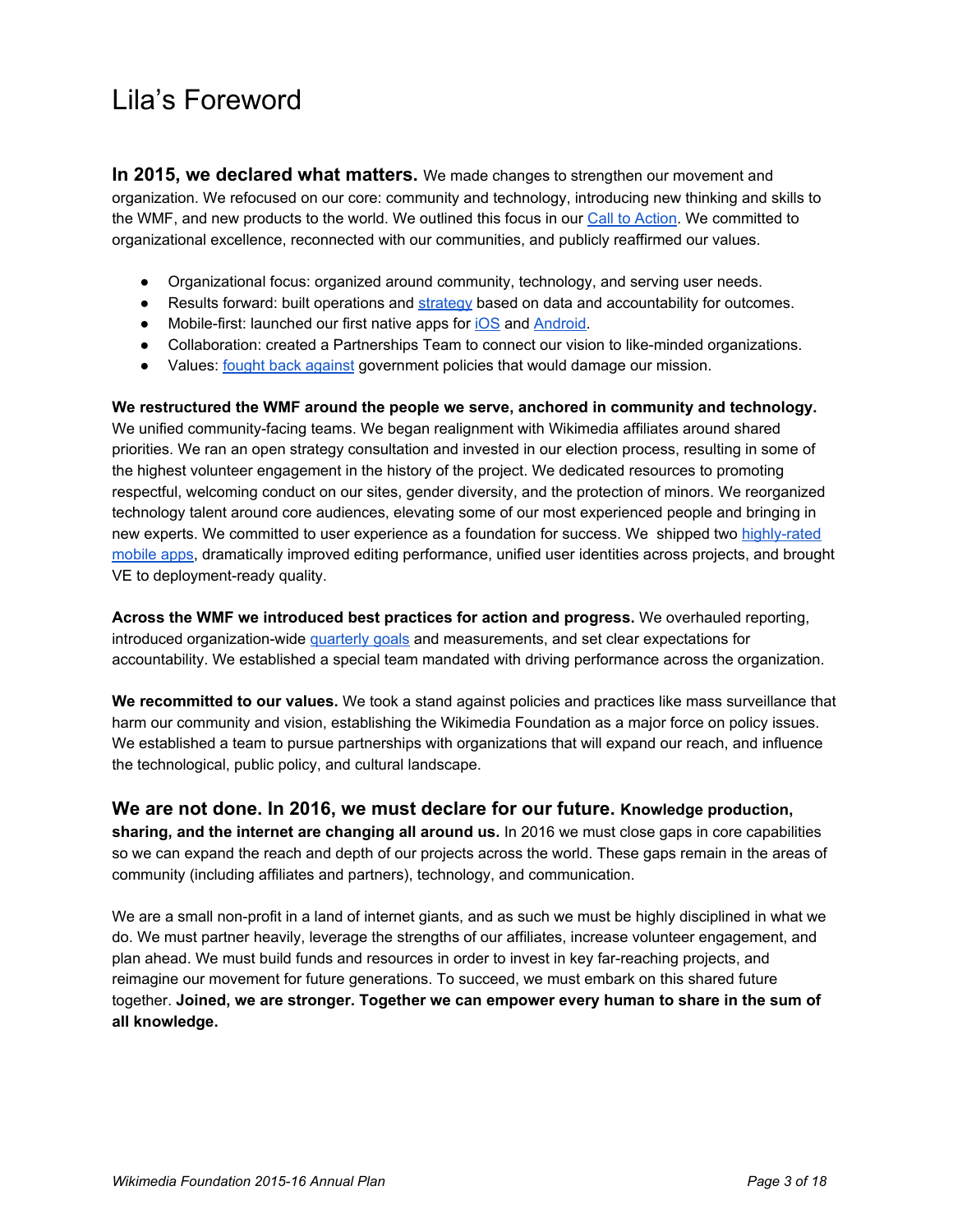# Lila's Foreword

**In 2015, we declared what matters.** We made changes to strengthen our movement and organization. We refocused on our core: community and technology, introducing new thinking and skills to the WMF, and new products to the world. We outlined this focus in our Call to Action. We committed to organizational excellence, reconnected with our communities, and publicly reaffirmed our values.

- Organizational focus: organized around community, technology, and serving user needs.
- Results forward: built operations and strategy based on data and accountability for outcomes.
- Mobile-first: launched our first native apps for iOS and Android.
- Collaboration: created a Partnerships Team to connect our vision to like-minded organizations.
- Values: fought back against government policies that would damage our mission.

**We restructured the WMF around the people we serve, anchored in community and technology.** We unified community-facing teams. We began realignment with Wikimedia affiliates around shared priorities. We ran an open strategy consultation and invested in our election process, resulting in some of the highest volunteer engagement in the history of the project. We dedicated resources to promoting respectful, welcoming conduct on our sites, gender diversity, and the protection of minors. We reorganized technology talent around core audiences, elevating some of our most experienced people and bringing in new experts. We committed to user experience as a foundation for success. We shipped two highly-rated mobile apps, dramatically improved editing performance, unified user identities across projects, and brought VE to deployment-ready quality.

**Across the WMF we introduced best practices for action and progress.** We overhauled reporting, introduced organization-wide quarterly goals and measurements, and set clear expectations for accountability. We established a special team mandated with driving performance across the organization.

**We recommitted to our values.** We took a stand against policies and practices like mass surveillance that harm our community and vision, establishing the Wikimedia Foundation as a major force on policy issues. We established a team to pursue partnerships with organizations that will expand our reach, and influence the technological, public policy, and cultural landscape.

**We are not done. In 2016, we must declare for our future. Knowledge production, sharing, and the internet are changing all around us.** In 2016 we must close gaps in core capabilities so we can expand the reach and depth of our projects across the world. These gaps remain in the areas of community (including affiliates and partners), technology, and communication.

We are a small non-profit in a land of internet giants, and as such we must be highly disciplined in what we do. We must partner heavily, leverage the strengths of our affiliates, increase volunteer engagement, and plan ahead. We must build funds and resources in order to invest in key far-reaching projects, and reimagine our movement for future generations. To succeed, we must embark on this shared future together. **Joined, we are stronger. Together we can empower every human to share in the sum of all knowledge.**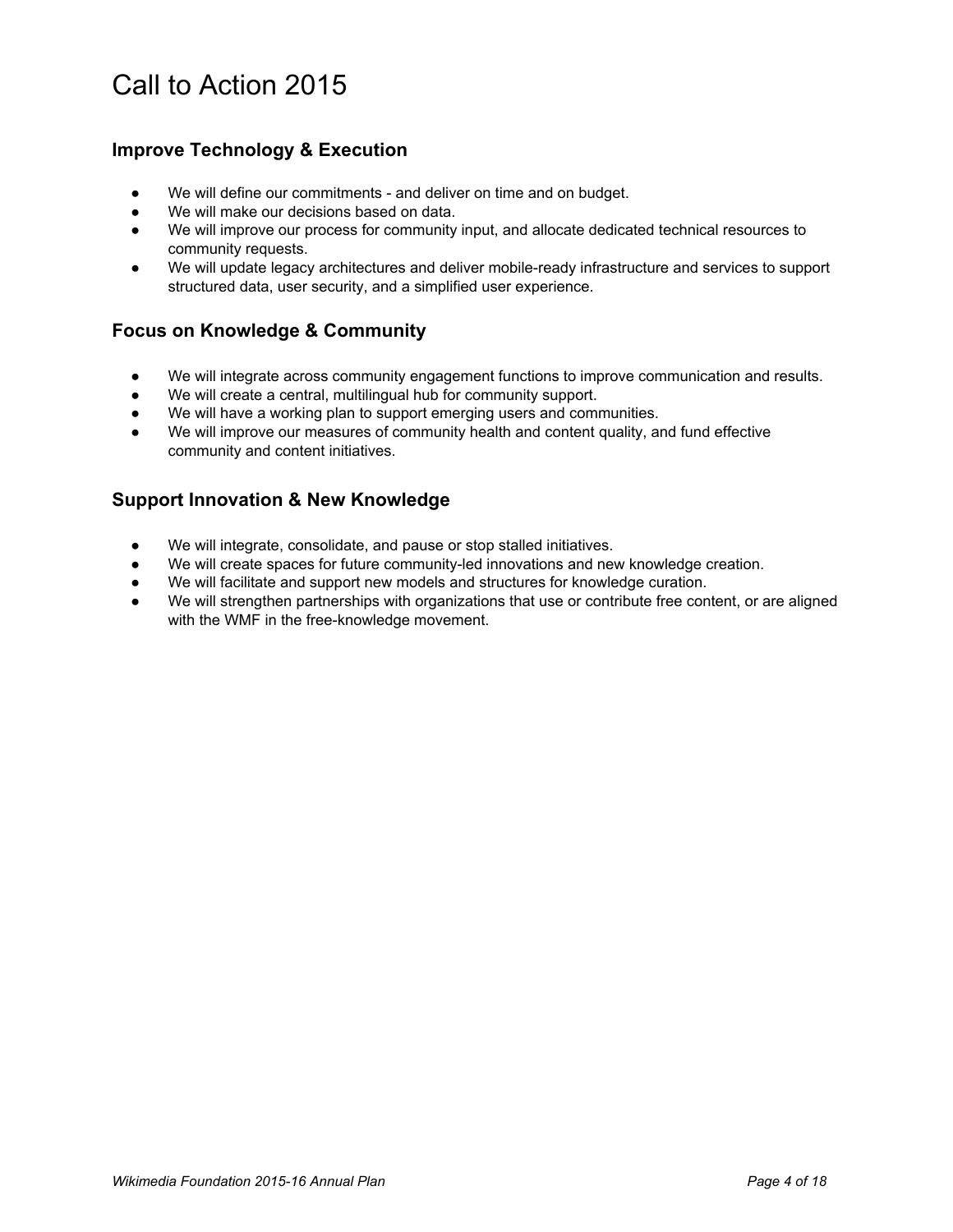# Call to Action 2015

## Improve Technology & Execution

- We will define our commitments - and deliver on time and on budget.
- We will make our decisions based on data.
- We will improve our process for community input, and allocate dedicated technical resources to community requests.
- We will update legacy architectures and deliver mobile-ready infrastructure and services to support structured data, user security, and a simplified user experience.

## Focus on Knowledge & Community

- We will integrate across community engagement functions to improve communication and results.
- We will create a central, multilingual hub for community support.
- We will have a working plan to support emerging users and communities.
- We will improve our measures of community health and content quality, and fund effective community and content initiatives.

## Support Innovation & New Knowledge

- We will integrate, consolidate, and pause or stop stalled initiatives.
- We will create spaces for future community-led innovations and new knowledge creation.
- We will facilitate and support new models and structures for knowledge curation.
- We will strengthen partnerships with organizations that use or contribute free content, or are aligned with the WMF in the free-knowledge movement.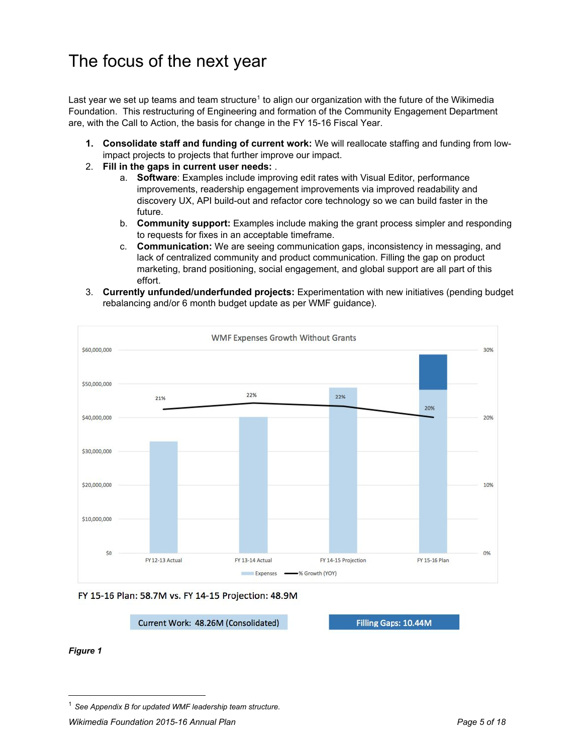# The focus of the next year

Last year we set up teams and team structure[1] to align our organization with the future of the Wikimedia Foundation. This restructuring of Engineering and formation of the Community Engagement Department are, with the Call to Action, the basis for change in the FY 15-16 Fiscal Year.

1. **Consolidate staff and funding of current work:** We will reallocate staffing and funding from low-impact projects to projects that further improve our impact.
2. **Fill in the gaps in current user needs:** .
   a. **Software**: Examples include improving edit rates with Visual Editor, performance improvements, readership engagement improvements via improved readability and discovery UX, API build-out and refactor core technology so we can build faster in the future.
   b. **Community support:** Examples include making the grant process simpler and responding to requests for fixes in an acceptable timeframe.
   c. **Communication:** We are seeing communication gaps, inconsistency in messaging, and lack of centralized community and product communication. Filling the gap on product marketing, brand positioning, social engagement, and global support are all part of this effort.
3. **Currently unfunded/underfunded projects:** Experimentation with new initiatives (pending budget rebalancing and/or 6 month budget update as per WMF guidance).

WMF Expenses Growth Without Grants

| | FY 12-13 Actual | FY 13-14 Actual | FY 14-15 Projection | FY 15-16 Plan |
|---|---|---|---|---|
| % Growth (YOY) | 21% | 22% | 22% | 20% |

FY 15-16 Plan: 58.7M vs. FY 14-15 Projection: 48.9M

Current Work: 48.26M (Consolidated)

Filling Gaps: 10.44M

*Figure 1*

[1] *See Appendix B for updated WMF leadership team structure.*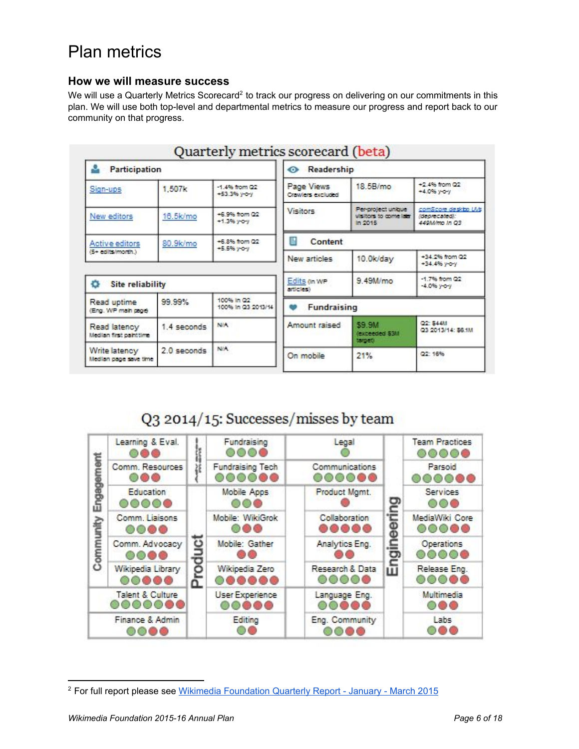# Plan metrics

### How we will measure success

We will use a Quarterly Metrics Scorecard[2] to track our progress on delivering on our commitments in this plan. We will use both top-level and departmental metrics to measure our progress and report back to our community on that progress.

## Quarterly metrics scorecard (beta)

**Participation**

| Metric | Value | Change |
|---|---|---|
| Sign-ups | 1,507k | -1.4% from Q2 +53.3% y-o-y |
| New editors | 16.5k/mo | +6.9% from Q2 +1.3% y-o-y |
| Active editors (5+ edits/month) | 80.9k/mo | +6.8% from Q2 +5.5% y-o-y |

**Site reliability**

| Metric | Value | Change |
|---|---|---|
| Read uptime (Eng. WP main page) | 99.99% | 100% in Q2 100% in Q3 2013/14 |
| Read latency (Median first paint time) | 1.4 seconds | N/A |
| Write latency (Median page save time) | 2.0 seconds | N/A |

**Readership**

| Metric | Value | Change |
|---|---|---|
| Page Views (Crawlers excluded) | 18.5B/mo | +2.4% from Q2 +4.0% y-o-y |
| Visitors | Per-project unique visitors to come later in 2015 | comScore desktop UVs (deprecated): 449M/mo in Q3 |

**Content**

| Metric | Value | Change |
|---|---|---|
| New articles | 10.0k/day | +34.2% from Q2 +34.4% y-o-y |
| Edits (in WP articles) | 9.49M/mo | -1.7% from Q2 -4.0% y-o-y |

**Fundraising**

| Metric | Value | Change |
|---|---|---|
| Amount raised | $9.9M (exceeded $3M target) | Q2: $44M Q3 2013/14: $6.1M |
| On mobile | 21% | Q2: 16% |

## Q3 2014/15: Successes/misses by team

**Community Engagement**

| Team | Successes (green) | Misses (red) |
|---|---|---|
| Learning & Eval. | 1 | 2 |
| Comm. Resources | 1 | 2 |
| Education | 4 | 1 |
| Comm. Liaisons | 2 | 2 |
| Comm. Advocacy | 2 | 2 |
| Wikipedia Library | 2 | 3 |
| Talent & Culture | 5 | 2 |
| Finance & Admin | 2 | 2 |

**Advancement**

| Team | Successes (green) | Misses (red) |
|---|---|---|
| Fundraising | 3 | 1 |
| Fundraising Tech | 4 | 2 |
| Legal | 1 | 0 |
| Communications | 4 | 2 |

**Product**

| Team | Successes (green) | Misses (red) |
|---|---|---|
| Mobile Apps | 1 | 2 |
| Mobile: WikiGrok | 1 | 2 |
| Mobile: Gather | 0 | 2 |
| Wikipedia Zero | 1 | 5 |
| User Experience | 2 | 3 |
| Editing | 1 | 1 |
| Product Mgmt. | 0 | 1 |
| Collaboration | 0 | 5 |
| Analytics Eng. | 0 | 2 |
| Research & Data | 4 | 1 |
| Language Eng. | 2 | 3 |
| Eng. Community | 2 | 2 |

**Engineering**

| Team | Successes (green) | Misses (red) |
|---|---|---|
| Team Practices | 4 | 1 |
| Parsoid | 4 | 2 |
| Services | 2 | 1 |
| MediaWiki Core | 3 | 2 |
| Operations | 4 | 1 |
| Release Eng. | 3 | 2 |
| Multimedia | 1 | 2 |
| Labs | 1 | 2 |

---

[2] For full report please see Wikimedia Foundation Quarterly Report - January - March 2015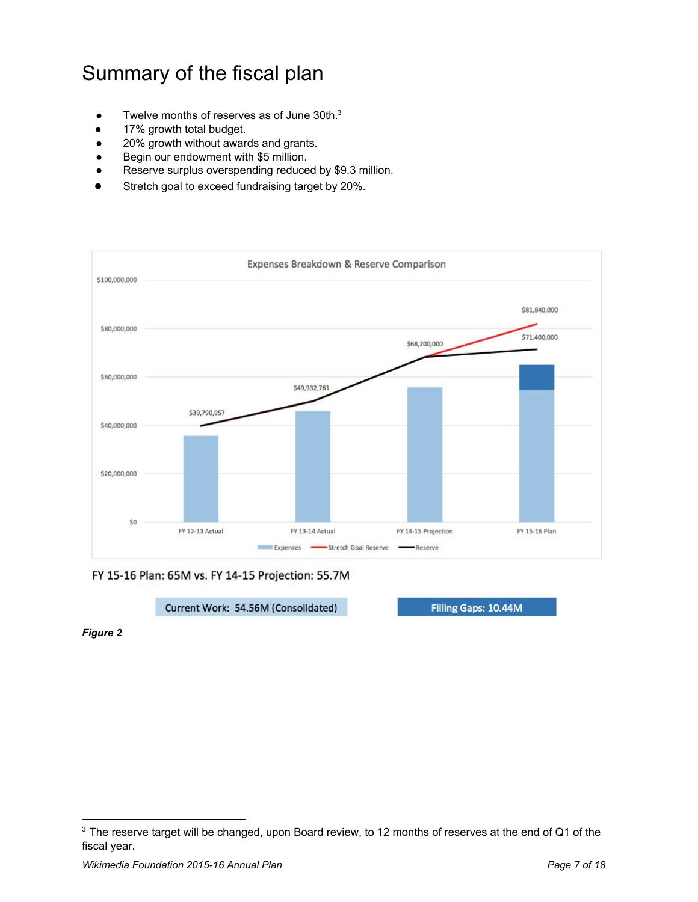# Summary of the fiscal plan

- Twelve months of reserves as of June 30th.[3]
- 17% growth total budget.
- 20% growth without awards and grants.
- Begin our endowment with $5 million.
- Reserve surplus overspending reduced by $9.3 million.
- Stretch goal to exceed fundraising target by 20%.

Expenses Breakdown & Reserve Comparison

FY 15-16 Plan: 65M vs. FY 14-15 Projection: 55.7M

Current Work: 54.56M (Consolidated)

Filling Gaps: 10.44M

*Figure 2*

[3] The reserve target will be changed, upon Board review, to 12 months of reserves at the end of Q1 of the fiscal year.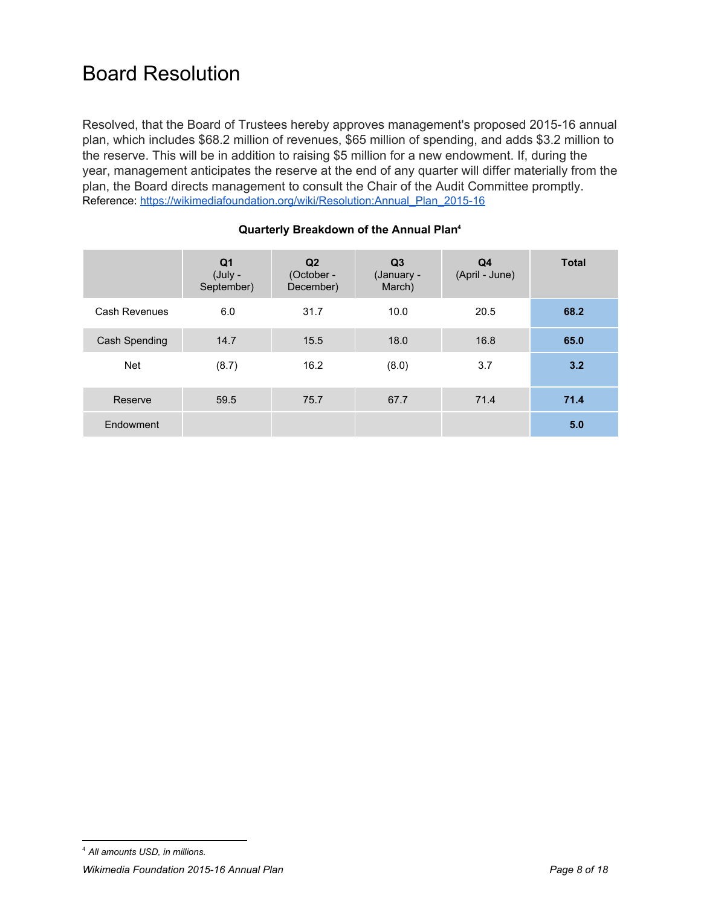# Board Resolution

Resolved, that the Board of Trustees hereby approves management's proposed 2015-16 annual plan, which includes $68.2 million of revenues, $65 million of spending, and adds $3.2 million to the reserve. This will be in addition to raising $5 million for a new endowment. If, during the year, management anticipates the reserve at the end of any quarter will differ materially from the plan, the Board directs management to consult the Chair of the Audit Committee promptly.
Reference: [https://wikimediafoundation.org/wiki/Resolution:Annual_Plan_2015-16](https://wikimediafoundation.org/wiki/Resolution:Annual_Plan_2015-16)

**Quarterly Breakdown of the Annual Plan**[4]

| | Q1 (July - September) | Q2 (October - December) | Q3 (January - March) | Q4 (April - June) | Total |
|---|---|---|---|---|---|
| Cash Revenues | 6.0 | 31.7 | 10.0 | 20.5 | **68.2** |
| Cash Spending | 14.7 | 15.5 | 18.0 | 16.8 | **65.0** |
| Net | (8.7) | 16.2 | (8.0) | 3.7 | **3.2** |
| Reserve | 59.5 | 75.7 | 67.7 | 71.4 | **71.4** |
| Endowment | | | | | **5.0** |

[4] *All amounts USD, in millions.*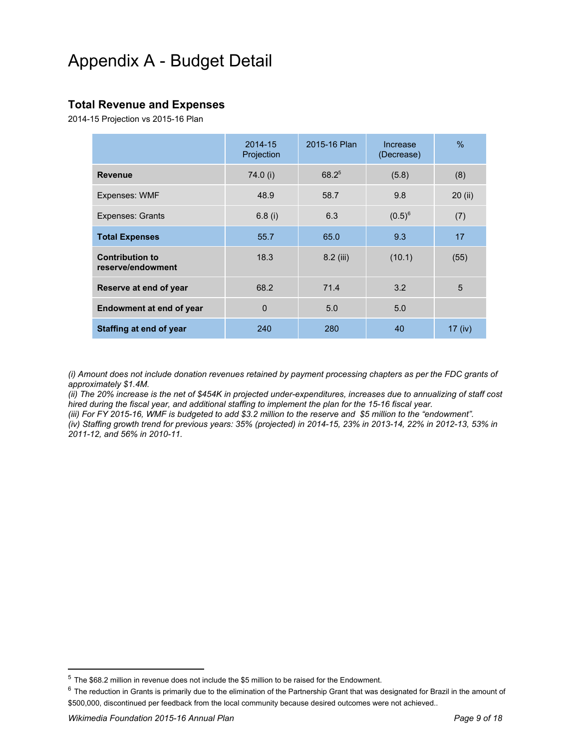# Appendix A - Budget Detail

### Total Revenue and Expenses

2014-15 Projection vs 2015-16 Plan

| | 2014-15 Projection | 2015-16 Plan | Increase (Decrease) | % |
|---|---|---|---|---|
| **Revenue** | 74.0 (i) | 68.2[5] | (5.8) | (8) |
| Expenses: WMF | 48.9 | 58.7 | 9.8 | 20 (ii) |
| Expenses: Grants | 6.8 (i) | 6.3 | (0.5)[6] | (7) |
| **Total Expenses** | 55.7 | 65.0 | 9.3 | 17 |
| **Contribution to reserve/endowment** | 18.3 | 8.2 (iii) | (10.1) | (55) |
| **Reserve at end of year** | 68.2 | 71.4 | 3.2 | 5 |
| **Endowment at end of year** | 0 | 5.0 | 5.0 | |
| **Staffing at end of year** | 240 | 280 | 40 | 17 (iv) |

*(i) Amount does not include donation revenues retained by payment processing chapters as per the FDC grants of approximately $1.4M.*
*(ii) The 20% increase is the net of $454K in projected under-expenditures, increases due to annualizing of staff cost hired during the fiscal year, and additional staffing to implement the plan for the 15-16 fiscal year.*
*(iii) For FY 2015-16, WMF is budgeted to add $3.2 million to the reserve and $5 million to the “endowment”.*
*(iv) Staffing growth trend for previous years: 35% (projected) in 2014-15, 23% in 2013-14, 22% in 2012-13, 53% in 2011-12, and 56% in 2010-11.*

---

[5] The $68.2 million in revenue does not include the $5 million to be raised for the Endowment.

[6] The reduction in Grants is primarily due to the elimination of the Partnership Grant that was designated for Brazil in the amount of $500,000, discontinued per feedback from the local community because desired outcomes were not achieved..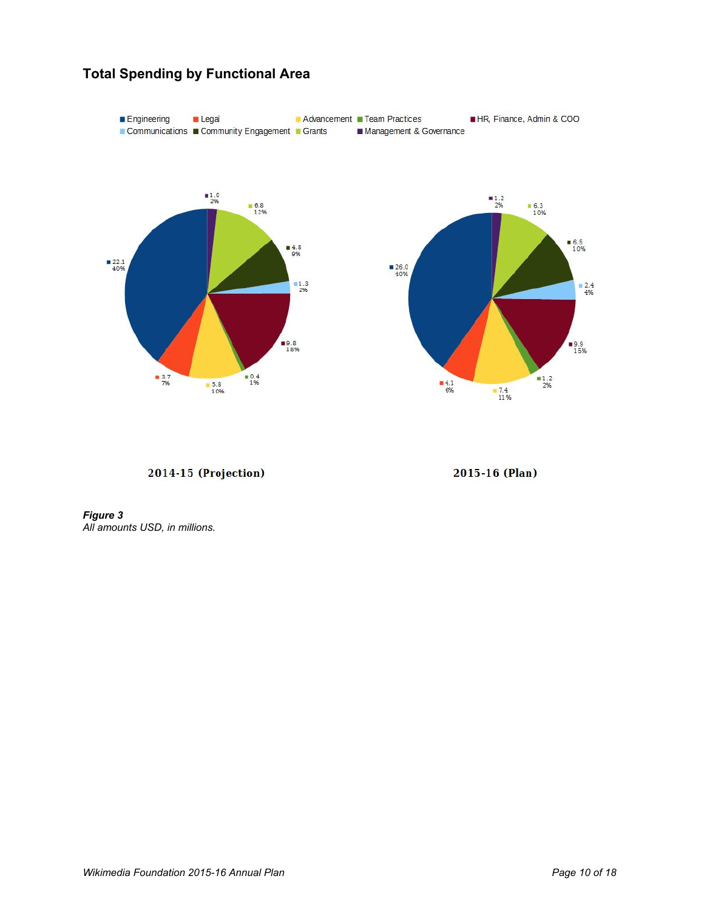### Total Spending by Functional Area

| Functional Area | 2014-15 (Projection) | | 2015-16 (Plan) | |
|---|---|---|---|---|
| Engineering | 22.1 | 40% | 26.0 | 40% |
| Legal | 3.7 | 7% | 4.1 | 6% |
| Advancement | 5.8 | 10% | 7.4 | 11% |
| Team Practices | 0.4 | 1% | 1.2 | 2% |
| HR, Finance, Admin & COO | 9.8 | 18% | 9.9 | 15% |
| Communications | 1.3 | 2% | 2.4 | 4% |
| Community Engagement | 4.8 | 9% | 6.5 | 10% |
| Grants | 6.8 | 12% | 6.3 | 10% |
| Management & Governance | 1.0 | 2% | 1.2 | 2% |

***Figure 3***
*All amounts USD, in millions.*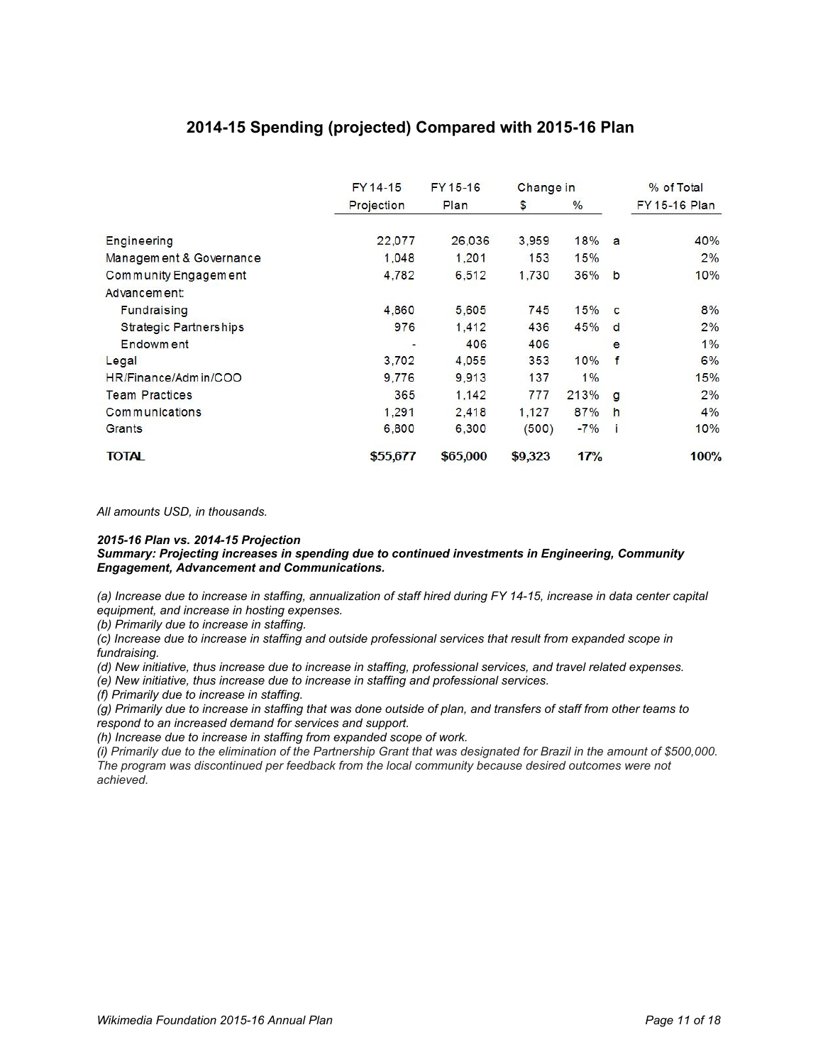## 2014-15 Spending (projected) Compared with 2015-16 Plan

| | FY 14-15 Projection | FY 15-16 Plan | Change in $ | Change in % | | % of Total FY 15-16 Plan |
|---|---|---|---|---|---|---|
| Engineering | 22,077 | 26,036 | 3,959 | 18% | a | 40% |
| Management & Governance | 1,048 | 1,201 | 153 | 15% | | 2% |
| Community Engagement | 4,782 | 6,512 | 1,730 | 36% | b | 10% |
| Advancement: | | | | | | |
| Fundraising | 4,860 | 5,605 | 745 | 15% | c | 8% |
| Strategic Partnerships | 976 | 1,412 | 436 | 45% | d | 2% |
| Endowment | - | 406 | 406 | | e | 1% |
| Legal | 3,702 | 4,055 | 353 | 10% | f | 6% |
| HR/Finance/Admin/COO | 9,776 | 9,913 | 137 | 1% | | 15% |
| Team Practices | 365 | 1,142 | 777 | 213% | g | 2% |
| Communications | 1,291 | 2,418 | 1,127 | 87% | h | 4% |
| Grants | 6,800 | 6,300 | (500) | -7% | i | 10% |
| **TOTAL** | **$55,677** | **$65,000** | **$9,323** | **17%** | | **100%** |

*All amounts USD, in thousands.*

***2015-16 Plan vs. 2014-15 Projection***
***Summary: Projecting increases in spending due to continued investments in Engineering, Community Engagement, Advancement and Communications.***

*(a) Increase due to increase in staffing, annualization of staff hired during FY 14-15, increase in data center capital equipment, and increase in hosting expenses.*
*(b) Primarily due to increase in staffing.*
*(c) Increase due to increase in staffing and outside professional services that result from expanded scope in fundraising.*
*(d) New initiative, thus increase due to increase in staffing, professional services, and travel related expenses.*
*(e) New initiative, thus increase due to increase in staffing and professional services.*
*(f) Primarily due to increase in staffing.*
*(g) Primarily due to increase in staffing that was done outside of plan, and transfers of staff from other teams to respond to an increased demand for services and support.*
*(h) Increase due to increase in staffing from expanded scope of work.*
*(i) Primarily due to the elimination of the Partnership Grant that was designated for Brazil in the amount of $500,000. The program was discontinued per feedback from the local community because desired outcomes were not achieved.*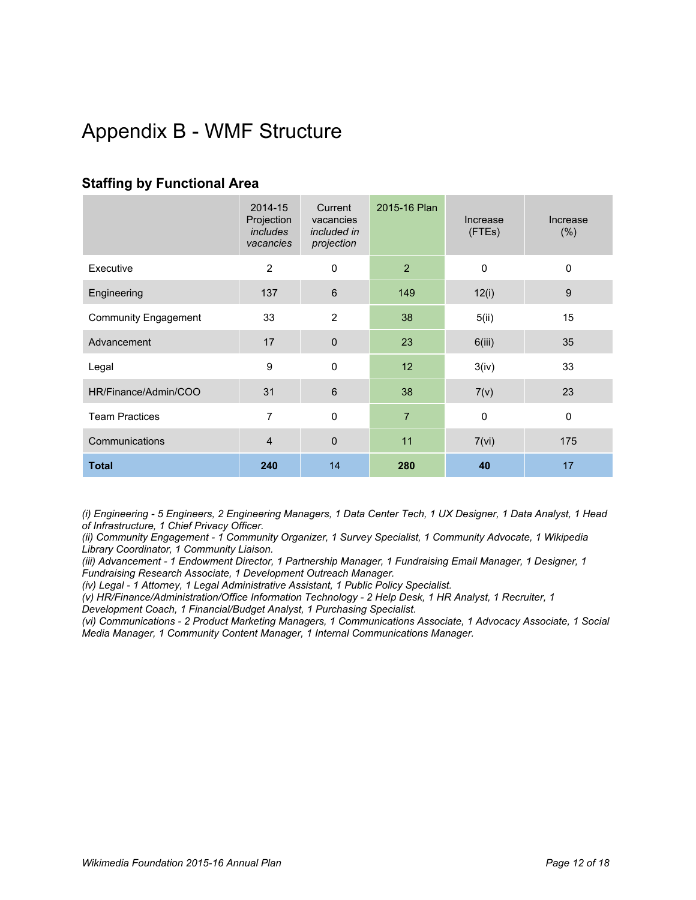# Appendix B - WMF Structure

### Staffing by Functional Area

| | 2014-15 Projection *includes vacancies* | Current vacancies *included in projection* | 2015-16 Plan | Increase (FTEs) | Increase (%) |
|---|---|---|---|---|---|
| Executive | 2 | 0 | 2 | 0 | 0 |
| Engineering | 137 | 6 | 149 | 12(i) | 9 |
| Community Engagement | 33 | 2 | 38 | 5(ii) | 15 |
| Advancement | 17 | 0 | 23 | 6(iii) | 35 |
| Legal | 9 | 0 | 12 | 3(iv) | 33 |
| HR/Finance/Admin/COO | 31 | 6 | 38 | 7(v) | 23 |
| Team Practices | 7 | 0 | 7 | 0 | 0 |
| Communications | 4 | 0 | 11 | 7(vi) | 175 |
| **Total** | **240** | 14 | **280** | **40** | 17 |

*(i) Engineering - 5 Engineers, 2 Engineering Managers, 1 Data Center Tech, 1 UX Designer, 1 Data Analyst, 1 Head of Infrastructure, 1 Chief Privacy Officer.*
*(ii) Community Engagement - 1 Community Organizer, 1 Survey Specialist, 1 Community Advocate, 1 Wikipedia Library Coordinator, 1 Community Liaison.*
*(iii) Advancement - 1 Endowment Director, 1 Partnership Manager, 1 Fundraising Email Manager, 1 Designer, 1 Fundraising Research Associate, 1 Development Outreach Manager.*
*(iv) Legal - 1 Attorney, 1 Legal Administrative Assistant, 1 Public Policy Specialist.*
*(v) HR/Finance/Administration/Office Information Technology - 2 Help Desk, 1 HR Analyst, 1 Recruiter, 1 Development Coach, 1 Financial/Budget Analyst, 1 Purchasing Specialist.*
*(vi) Communications - 2 Product Marketing Managers, 1 Communications Associate, 1 Advocacy Associate, 1 Social Media Manager, 1 Community Content Manager, 1 Internal Communications Manager.*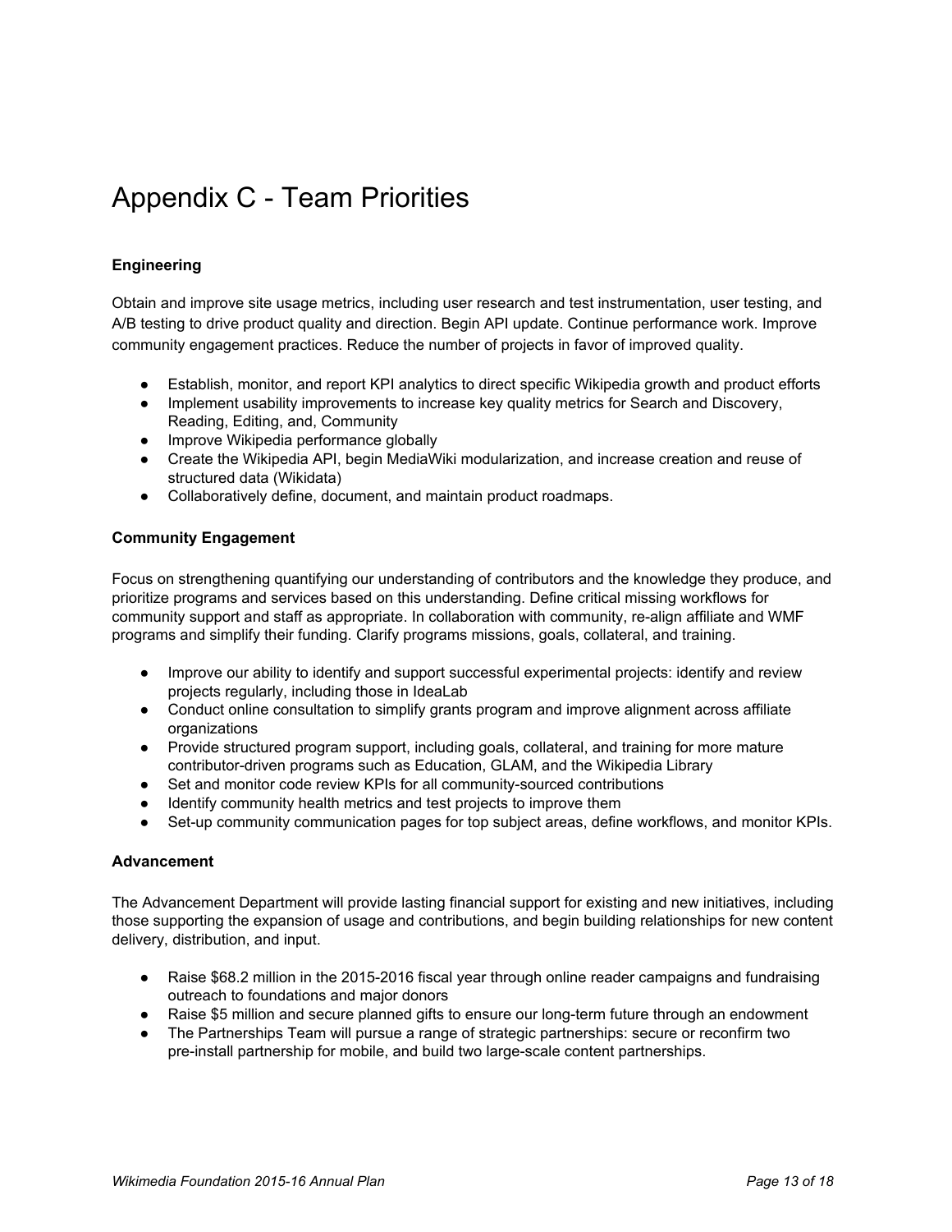# Appendix C - Team Priorities

**Engineering**

Obtain and improve site usage metrics, including user research and test instrumentation, user testing, and A/B testing to drive product quality and direction. Begin API update. Continue performance work. Improve community engagement practices. Reduce the number of projects in favor of improved quality.

- Establish, monitor, and report KPI analytics to direct specific Wikipedia growth and product efforts
- Implement usability improvements to increase key quality metrics for Search and Discovery, Reading, Editing, and, Community
- Improve Wikipedia performance globally
- Create the Wikipedia API, begin MediaWiki modularization, and increase creation and reuse of structured data (Wikidata)
- Collaboratively define, document, and maintain product roadmaps.

**Community Engagement**

Focus on strengthening quantifying our understanding of contributors and the knowledge they produce, and prioritize programs and services based on this understanding. Define critical missing workflows for community support and staff as appropriate. In collaboration with community, re-align affiliate and WMF programs and simplify their funding. Clarify programs missions, goals, collateral, and training.

- Improve our ability to identify and support successful experimental projects: identify and review projects regularly, including those in IdeaLab
- Conduct online consultation to simplify grants program and improve alignment across affiliate organizations
- Provide structured program support, including goals, collateral, and training for more mature contributor-driven programs such as Education, GLAM, and the Wikipedia Library
- Set and monitor code review KPIs for all community-sourced contributions
- Identify community health metrics and test projects to improve them
- Set-up community communication pages for top subject areas, define workflows, and monitor KPIs.

**Advancement**

The Advancement Department will provide lasting financial support for existing and new initiatives, including those supporting the expansion of usage and contributions, and begin building relationships for new content delivery, distribution, and input.

- Raise $68.2 million in the 2015-2016 fiscal year through online reader campaigns and fundraising outreach to foundations and major donors
- Raise $5 million and secure planned gifts to ensure our long-term future through an endowment
- The Partnerships Team will pursue a range of strategic partnerships: secure or reconfirm two pre-install partnership for mobile, and build two large-scale content partnerships.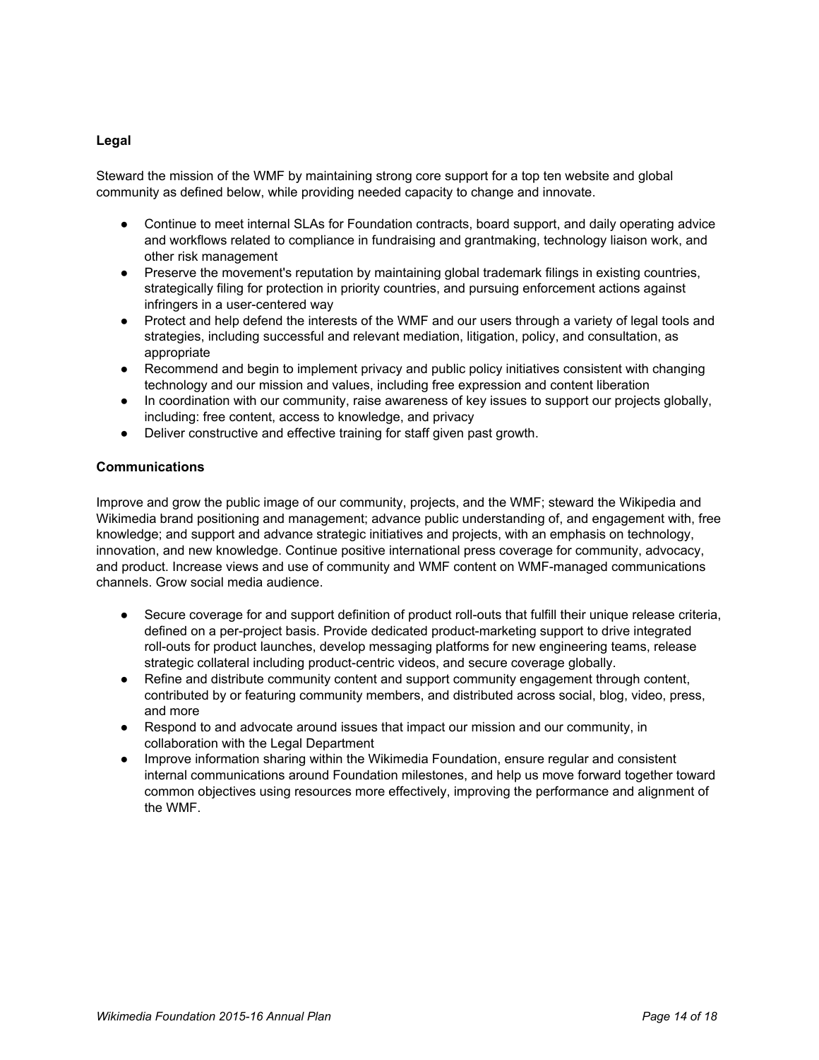**Legal**

Steward the mission of the WMF by maintaining strong core support for a top ten website and global community as defined below, while providing needed capacity to change and innovate.

- Continue to meet internal SLAs for Foundation contracts, board support, and daily operating advice and workflows related to compliance in fundraising and grantmaking, technology liaison work, and other risk management
- Preserve the movement's reputation by maintaining global trademark filings in existing countries, strategically filing for protection in priority countries, and pursuing enforcement actions against infringers in a user-centered way
- Protect and help defend the interests of the WMF and our users through a variety of legal tools and strategies, including successful and relevant mediation, litigation, policy, and consultation, as appropriate
- Recommend and begin to implement privacy and public policy initiatives consistent with changing technology and our mission and values, including free expression and content liberation
- In coordination with our community, raise awareness of key issues to support our projects globally, including: free content, access to knowledge, and privacy
- Deliver constructive and effective training for staff given past growth.

**Communications**

Improve and grow the public image of our community, projects, and the WMF; steward the Wikipedia and Wikimedia brand positioning and management; advance public understanding of, and engagement with, free knowledge; and support and advance strategic initiatives and projects, with an emphasis on technology, innovation, and new knowledge. Continue positive international press coverage for community, advocacy, and product. Increase views and use of community and WMF content on WMF-managed communications channels. Grow social media audience.

- Secure coverage for and support definition of product roll-outs that fulfill their unique release criteria, defined on a per-project basis. Provide dedicated product-marketing support to drive integrated roll-outs for product launches, develop messaging platforms for new engineering teams, release strategic collateral including product-centric videos, and secure coverage globally.
- Refine and distribute community content and support community engagement through content, contributed by or featuring community members, and distributed across social, blog, video, press, and more
- Respond to and advocate around issues that impact our mission and our community, in collaboration with the Legal Department
- Improve information sharing within the Wikimedia Foundation, ensure regular and consistent internal communications around Foundation milestones, and help us move forward together toward common objectives using resources more effectively, improving the performance and alignment of the WMF.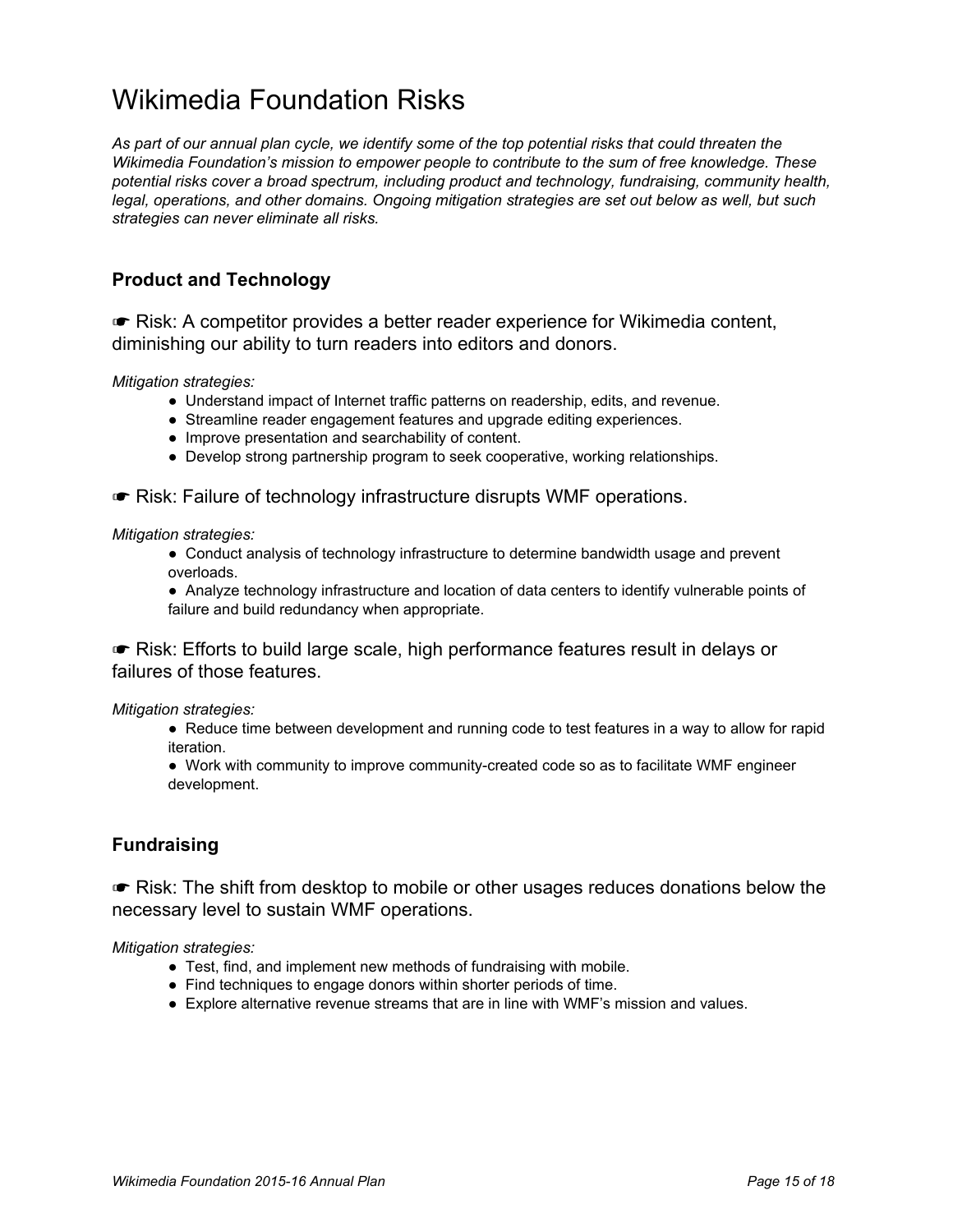# Wikimedia Foundation Risks

*As part of our annual plan cycle, we identify some of the top potential risks that could threaten the Wikimedia Foundation's mission to empower people to contribute to the sum of free knowledge. These potential risks cover a broad spectrum, including product and technology, fundraising, community health, legal, operations, and other domains. Ongoing mitigation strategies are set out below as well, but such strategies can never eliminate all risks.*

### Product and Technology

☛ Risk: A competitor provides a better reader experience for Wikimedia content, diminishing our ability to turn readers into editors and donors.

*Mitigation strategies:*

- Understand impact of Internet traffic patterns on readership, edits, and revenue.
- Streamline reader engagement features and upgrade editing experiences.
- Improve presentation and searchability of content.
- Develop strong partnership program to seek cooperative, working relationships.

☛ Risk: Failure of technology infrastructure disrupts WMF operations.

*Mitigation strategies:*

- Conduct analysis of technology infrastructure to determine bandwidth usage and prevent overloads.
- Analyze technology infrastructure and location of data centers to identify vulnerable points of failure and build redundancy when appropriate.

☛ Risk: Efforts to build large scale, high performance features result in delays or failures of those features.

*Mitigation strategies:*

- Reduce time between development and running code to test features in a way to allow for rapid iteration.
- Work with community to improve community-created code so as to facilitate WMF engineer development.

### Fundraising

☛ Risk: The shift from desktop to mobile or other usages reduces donations below the necessary level to sustain WMF operations.

*Mitigation strategies:*

- Test, find, and implement new methods of fundraising with mobile.
- Find techniques to engage donors within shorter periods of time.
- Explore alternative revenue streams that are in line with WMF's mission and values.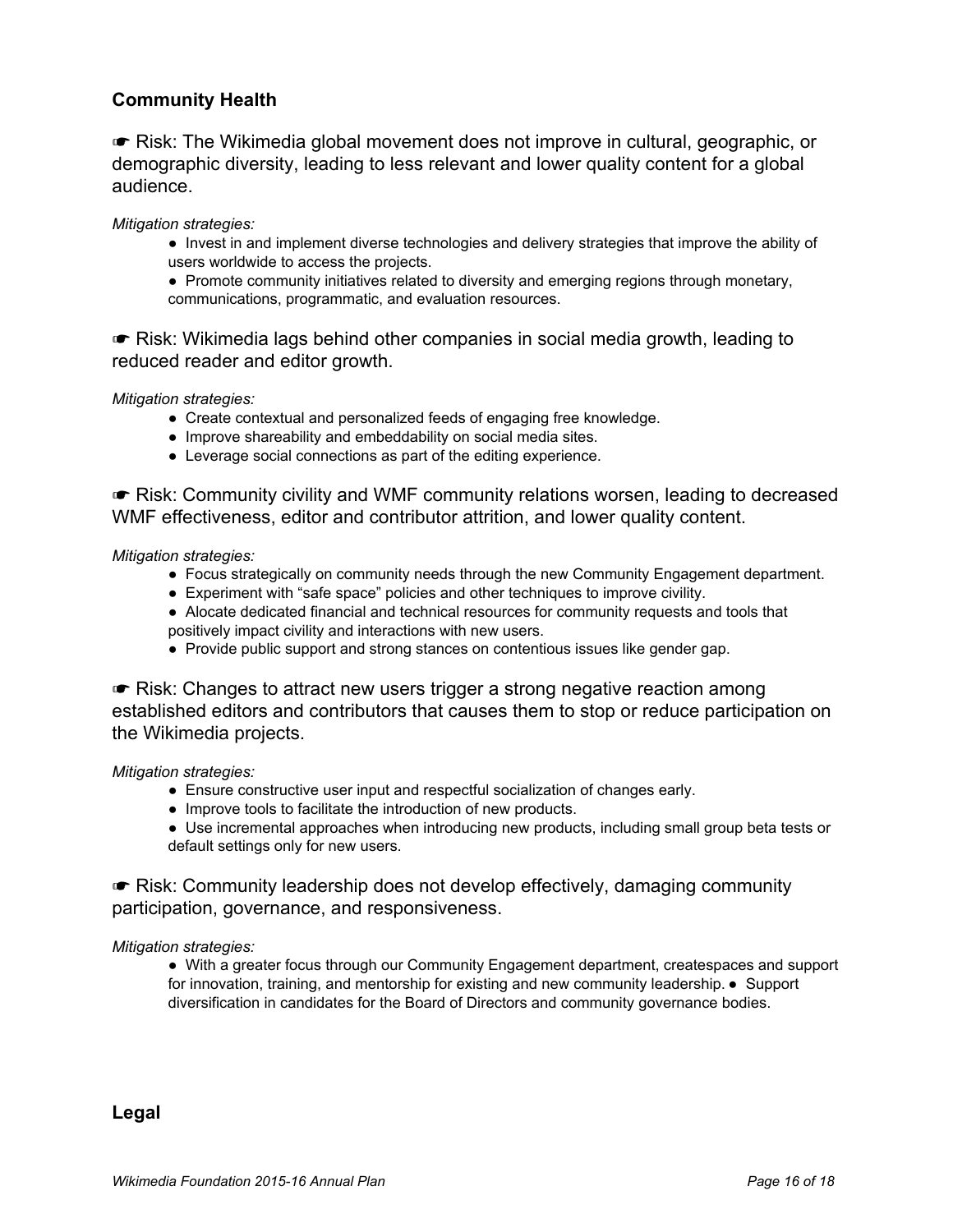## Community Health

☛ Risk: The Wikimedia global movement does not improve in cultural, geographic, or demographic diversity, leading to less relevant and lower quality content for a global audience.

*Mitigation strategies:*

- Invest in and implement diverse technologies and delivery strategies that improve the ability of users worldwide to access the projects.
- Promote community initiatives related to diversity and emerging regions through monetary, communications, programmatic, and evaluation resources.

☛ Risk: Wikimedia lags behind other companies in social media growth, leading to reduced reader and editor growth.

*Mitigation strategies:*

- Create contextual and personalized feeds of engaging free knowledge.
- Improve shareability and embeddability on social media sites.
- Leverage social connections as part of the editing experience.

☛ Risk: Community civility and WMF community relations worsen, leading to decreased WMF effectiveness, editor and contributor attrition, and lower quality content.

*Mitigation strategies:*

- Focus strategically on community needs through the new Community Engagement department.
- Experiment with "safe space" policies and other techniques to improve civility.
- Alocate dedicated financial and technical resources for community requests and tools that positively impact civility and interactions with new users.
- Provide public support and strong stances on contentious issues like gender gap.

☛ Risk: Changes to attract new users trigger a strong negative reaction among established editors and contributors that causes them to stop or reduce participation on the Wikimedia projects.

*Mitigation strategies:*

- Ensure constructive user input and respectful socialization of changes early.
- Improve tools to facilitate the introduction of new products.
- Use incremental approaches when introducing new products, including small group beta tests or default settings only for new users.

☛ Risk: Community leadership does not develop effectively, damaging community participation, governance, and responsiveness.

*Mitigation strategies:*

- With a greater focus through our Community Engagement department, createspaces and support for innovation, training, and mentorship for existing and new community leadership.
- Support diversification in candidates for the Board of Directors and community governance bodies.

## Legal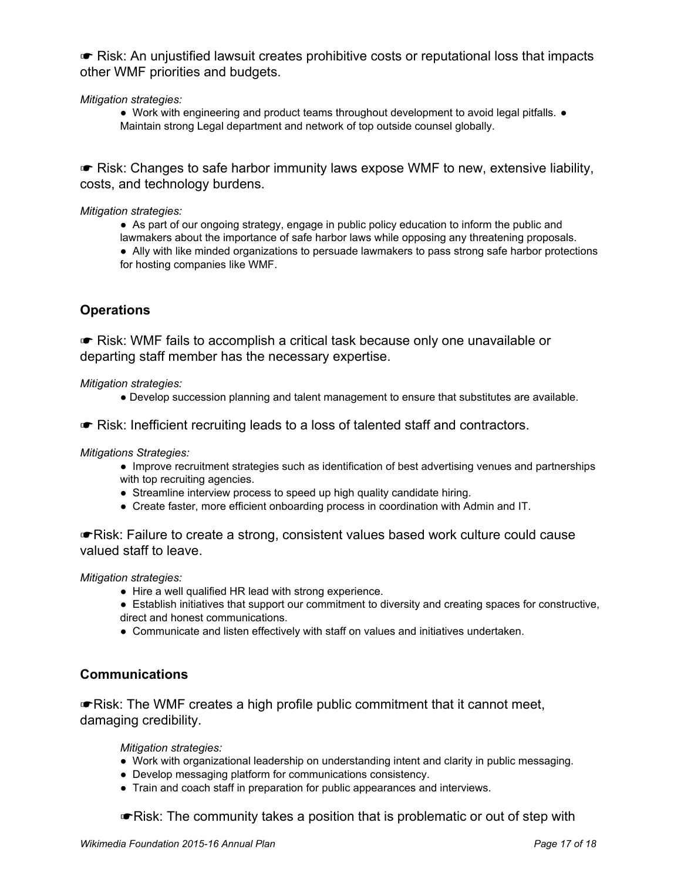☛ Risk: An unjustified lawsuit creates prohibitive costs or reputational loss that impacts other WMF priorities and budgets.

*Mitigation strategies:*

- Work with engineering and product teams throughout development to avoid legal pitfalls.
- Maintain strong Legal department and network of top outside counsel globally.

☛ Risk: Changes to safe harbor immunity laws expose WMF to new, extensive liability, costs, and technology burdens.

*Mitigation strategies:*

- As part of our ongoing strategy, engage in public policy education to inform the public and lawmakers about the importance of safe harbor laws while opposing any threatening proposals.
- Ally with like minded organizations to persuade lawmakers to pass strong safe harbor protections for hosting companies like WMF.

### Operations

☛ Risk: WMF fails to accomplish a critical task because only one unavailable or departing staff member has the necessary expertise.

*Mitigation strategies:*

- Develop succession planning and talent management to ensure that substitutes are available.

☛ Risk: Inefficient recruiting leads to a loss of talented staff and contractors.

*Mitigations Strategies:*

- Improve recruitment strategies such as identification of best advertising venues and partnerships with top recruiting agencies.
- Streamline interview process to speed up high quality candidate hiring.
- Create faster, more efficient onboarding process in coordination with Admin and IT.

☛Risk: Failure to create a strong, consistent values based work culture could cause valued staff to leave.

*Mitigation strategies:*

- Hire a well qualified HR lead with strong experience.
- Establish initiatives that support our commitment to diversity and creating spaces for constructive, direct and honest communications.
- Communicate and listen effectively with staff on values and initiatives undertaken.

### Communications

☛Risk: The WMF creates a high profile public commitment that it cannot meet, damaging credibility.

*Mitigation strategies:*

- Work with organizational leadership on understanding intent and clarity in public messaging.
- Develop messaging platform for communications consistency.
- Train and coach staff in preparation for public appearances and interviews.

☛Risk: The community takes a position that is problematic or out of step with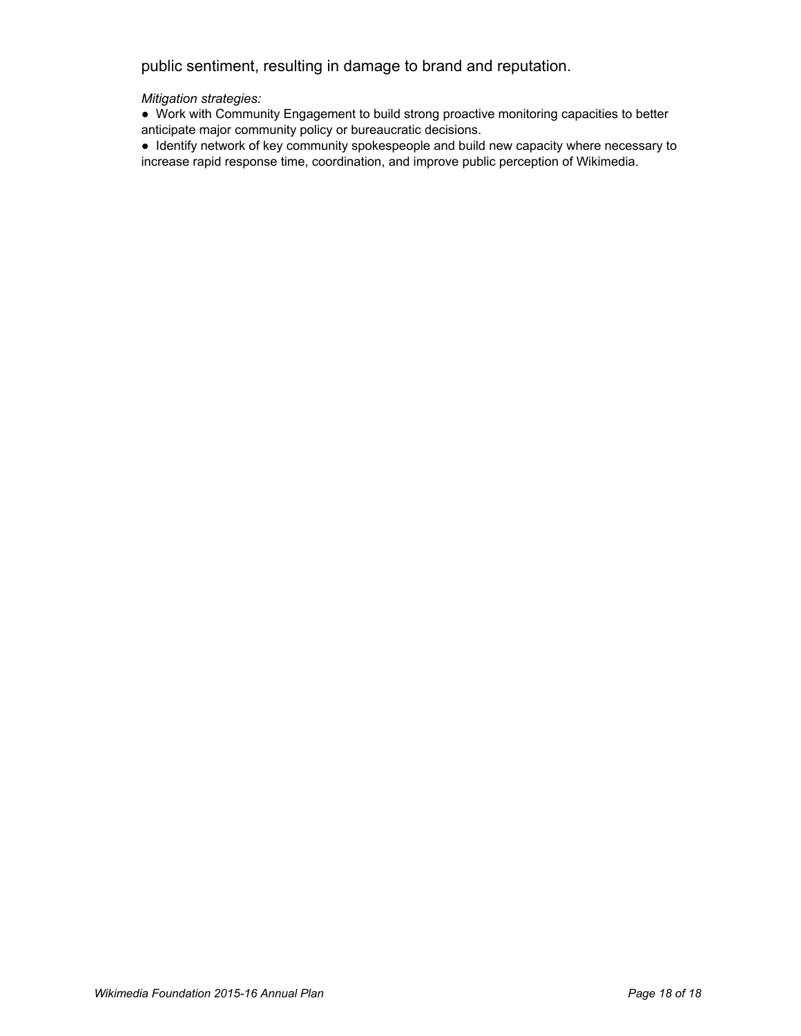public sentiment, resulting in damage to brand and reputation.

*Mitigation strategies:*

- Work with Community Engagement to build strong proactive monitoring capacities to better anticipate major community policy or bureaucratic decisions.
- Identify network of key community spokespeople and build new capacity where necessary to increase rapid response time, coordination, and improve public perception of Wikimedia.